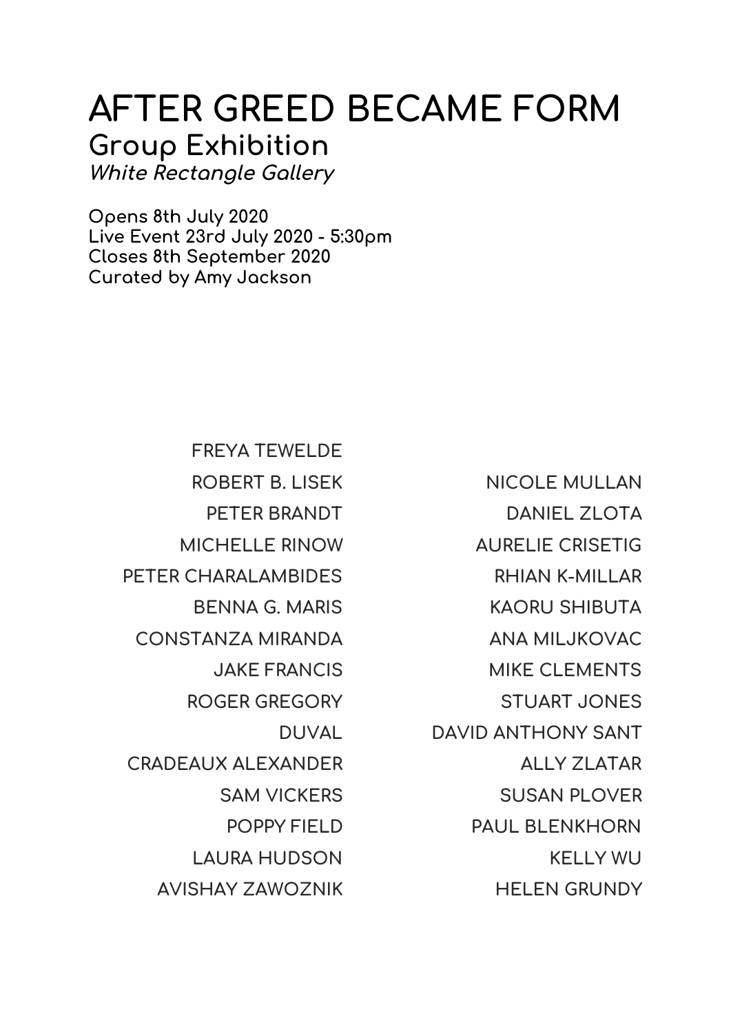# AFTER GREED BECAME FORM

## Group Exhibition

*White Rectangle Gallery*

**Opens 8th July 2020**
**Live Event 23rd July 2020 - 5:30pm**
**Closes 8th September 2020**
**Curated by Amy Jackson**

FREYA TEWELDE
ROBERT B. LISEK
PETER BRANDT
MICHELLE RINOW
PETER CHARALAMBIDES
BENNA G. MARIS
CONSTANZA MIRANDA
JAKE FRANCIS
ROGER GREGORY
DUVAL
CRADEAUX ALEXANDER
SAM VICKERS
POPPY FIELD
LAURA HUDSON
AVISHAY ZAWOZNIK

NICOLE MULLAN
DANIEL ZLOTA
AURELIE CRISETIG
RHIAN K-MILLAR
KAORU SHIBUTA
ANA MILJKOVAC
MIKE CLEMENTS
STUART JONES
DAVID ANTHONY SANT
ALLY ZLATAR
SUSAN PLOVER
PAUL BLENKHORN
KELLY WU
HELEN GRUNDY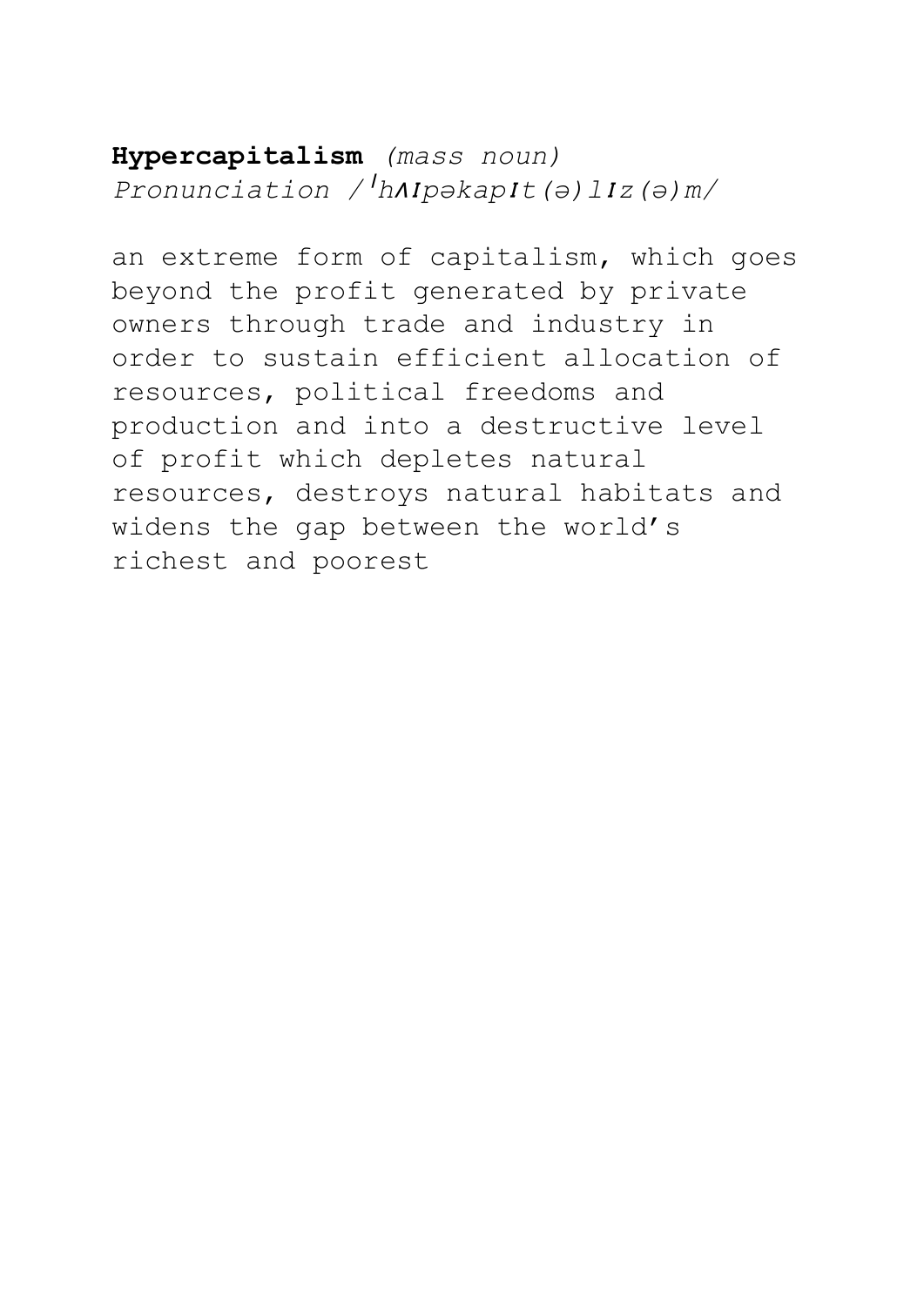**Hypercapitalism** *(mass noun)*
*Pronunciation /ˈhʌɪpəkapɪt(ə)lɪz(ə)m/*

an extreme form of capitalism, which goes beyond the profit generated by private owners through trade and industry in order to sustain efficient allocation of resources, political freedoms and production and into a destructive level of profit which depletes natural resources, destroys natural habitats and widens the gap between the world's richest and poorest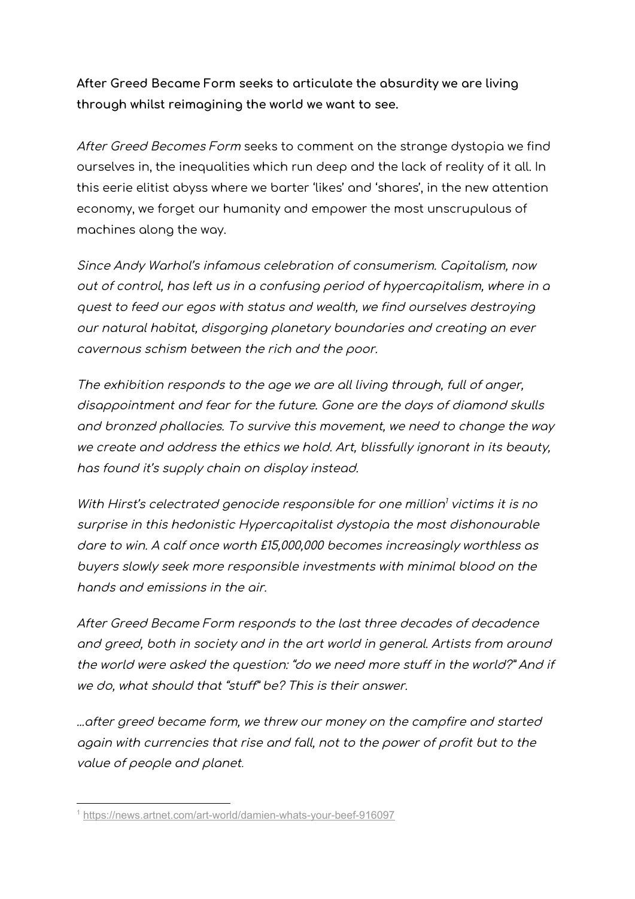**After Greed Became Form seeks to articulate the absurdity we are living through whilst reimagining the world we want to see.**

*After Greed Becomes Form* seeks to comment on the strange dystopia we find ourselves in, the inequalities which run deep and the lack of reality of it all. In this eerie elitist abyss where we barter 'likes' and 'shares', in the new attention economy, we forget our humanity and empower the most unscrupulous of machines along the way.

*Since Andy Warhol's infamous celebration of consumerism. Capitalism, now out of control, has left us in a confusing period of hypercapitalism, where in a quest to feed our egos with status and wealth, we find ourselves destroying our natural habitat, disgorging planetary boundaries and creating an ever cavernous schism between the rich and the poor.*

*The exhibition responds to the age we are all living through, full of anger, disappointment and fear for the future. Gone are the days of diamond skulls and bronzed phallacies. To survive this movement, we need to change the way we create and address the ethics we hold. Art, blissfully ignorant in its beauty, has found it's supply chain on display instead.*

*With Hirst's celectrated genocide responsible for one million[1] victims it is no surprise in this hedonistic Hypercapitalist dystopia the most dishonourable dare to win. A calf once worth £15,000,000 becomes increasingly worthless as buyers slowly seek more responsible investments with minimal blood on the hands and emissions in the air.*

*After Greed Became Form responds to the last three decades of decadence and greed, both in society and in the art world in general. Artists from around the world were asked the question: "do we need more stuff in the world?" And if we do, what should that "stuff" be? This is their answer.*

*...after greed became form, we threw our money on the campfire and started again with currencies that rise and fall, not to the power of profit but to the value of people and planet.*

---

[1] https://news.artnet.com/art-world/damien-whats-your-beef-916097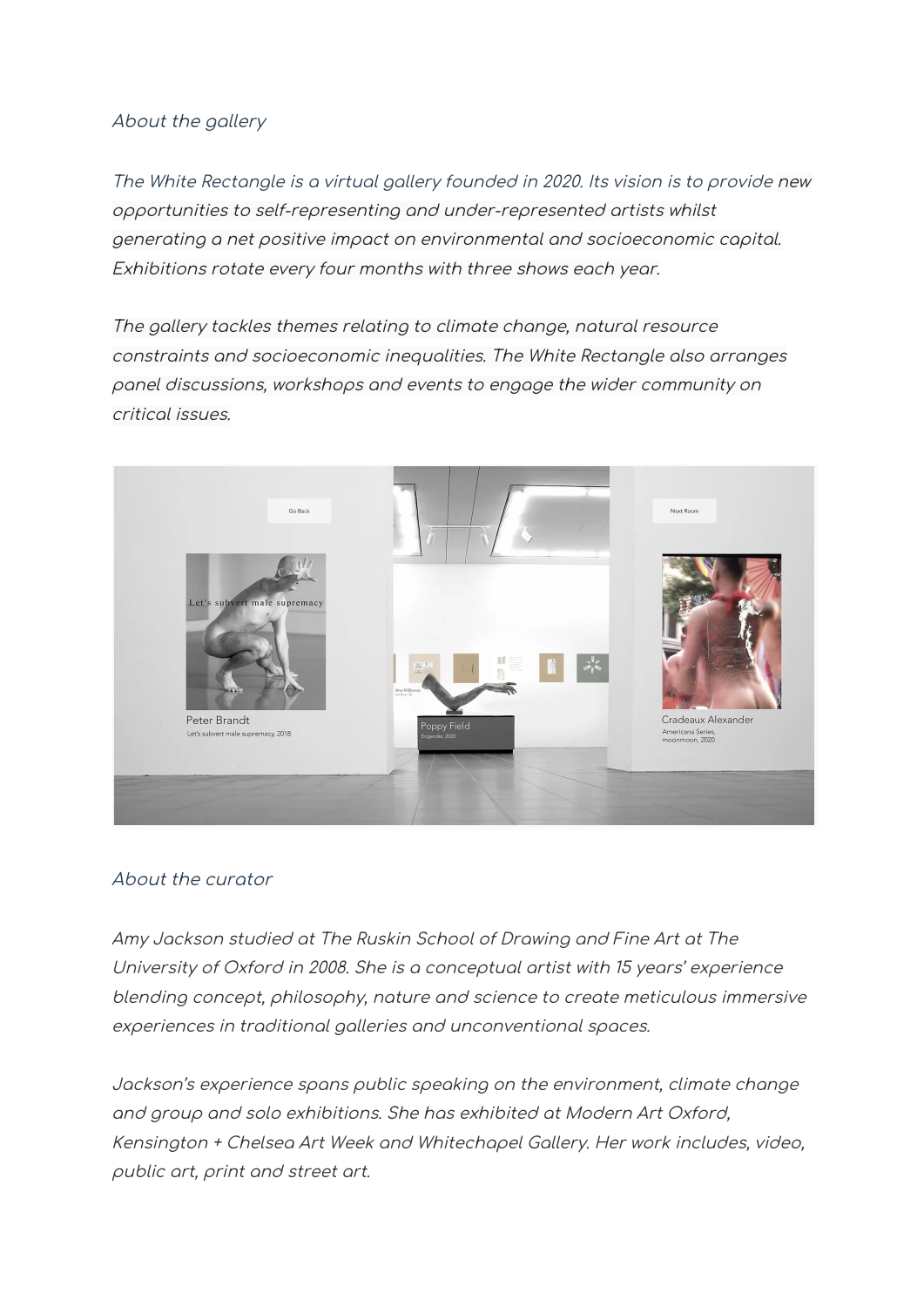*About the gallery*

*The White Rectangle is a virtual gallery founded in 2020. Its vision is to provide new opportunities to self-representing and under-represented artists whilst generating a net positive impact on environmental and socioeconomic capital. Exhibitions rotate every four months with three shows each year.*

*The gallery tackles themes relating to climate change, natural resource constraints and socioeconomic inequalities. The White Rectangle also arranges panel discussions, workshops and events to engage the wider community on critical issues.*

*About the curator*

*Amy Jackson studied at The Ruskin School of Drawing and Fine Art at The University of Oxford in 2008. She is a conceptual artist with 15 years' experience blending concept, philosophy, nature and science to create meticulous immersive experiences in traditional galleries and unconventional spaces.*

*Jackson's experience spans public speaking on the environment, climate change and group and solo exhibitions. She has exhibited at Modern Art Oxford, Kensington + Chelsea Art Week and Whitechapel Gallery. Her work includes, video, public art, print and street art.*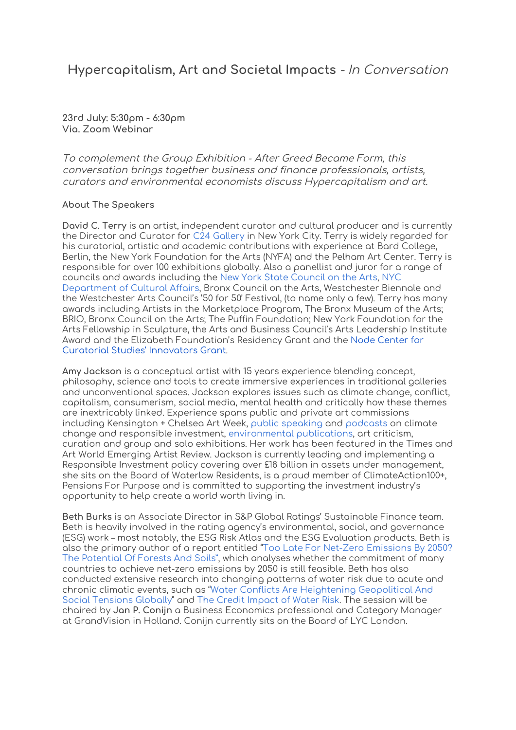# Hypercapitalism, Art and Societal Impacts - *In Conversation*

**23rd July: 5:30pm - 6:30pm**
**Via. Zoom Webinar**

*To complement the Group Exhibition - After Greed Became Form, this conversation brings together business and finance professionals, artists, curators and environmental economists discuss Hypercapitalism and art.*

**About The Speakers**

**David C. Terry** is an artist, independent curator and cultural producer and is currently the Director and Curator for C24 Gallery in New York City. Terry is widely regarded for his curatorial, artistic and academic contributions with experience at Bard College, Berlin, the New York Foundation for the Arts (NYFA) and the Pelham Art Center. Terry is responsible for over 100 exhibitions globally. Also a panellist and juror for a range of councils and awards including the New York State Council on the Arts, NYC Department of Cultural Affairs, Bronx Council on the Arts, Westchester Biennale and the Westchester Arts Council's '50 for 50' Festival, (to name only a few). Terry has many awards including Artists in the Marketplace Program, The Bronx Museum of the Arts; BRIO, Bronx Council on the Arts; The Puffin Foundation; New York Foundation for the Arts Fellowship in Sculpture, the Arts and Business Council's Arts Leadership Institute Award and the Elizabeth Foundation's Residency Grant and the Node Center for Curatorial Studies' Innovators Grant.

**Amy Jackson** is a conceptual artist with 15 years experience blending concept, philosophy, science and tools to create immersive experiences in traditional galleries and unconventional spaces. Jackson explores issues such as climate change, conflict, capitalism, consumerism, social media, mental health and critically how these themes are inextricably linked. Experience spans public and private art commissions including Kensington + Chelsea Art Week, public speaking and podcasts on climate change and responsible investment, environmental publications, art criticism, curation and group and solo exhibitions. Her work has been featured in the Times and Art World Emerging Artist Review. Jackson is currently leading and implementing a Responsible Investment policy covering over £18 billion in assets under management, she sits on the Board of Waterlow Residents, is a proud member of ClimateAction100+, Pensions For Purpose and is committed to supporting the investment industry's opportunity to help create a world worth living in.

**Beth Burks** is an Associate Director in S&P Global Ratings' Sustainable Finance team. Beth is heavily involved in the rating agency's environmental, social, and governance (ESG) work – most notably, the ESG Risk Atlas and the ESG Evaluation products. Beth is also the primary author of a report entitled "Too Late For Net-Zero Emissions By 2050? The Potential Of Forests And Soils", which analyses whether the commitment of many countries to achieve net-zero emissions by 2050 is still feasible. Beth has also conducted extensive research into changing patterns of water risk due to acute and chronic climatic events, such as "Water Conflicts Are Heightening Geopolitical And Social Tensions Globally" and The Credit Impact of Water Risk. The session will be chaired by **Jan P. Conijn** a Business Economics professional and Category Manager at GrandVision in Holland. Conijn currently sits on the Board of LYC London.